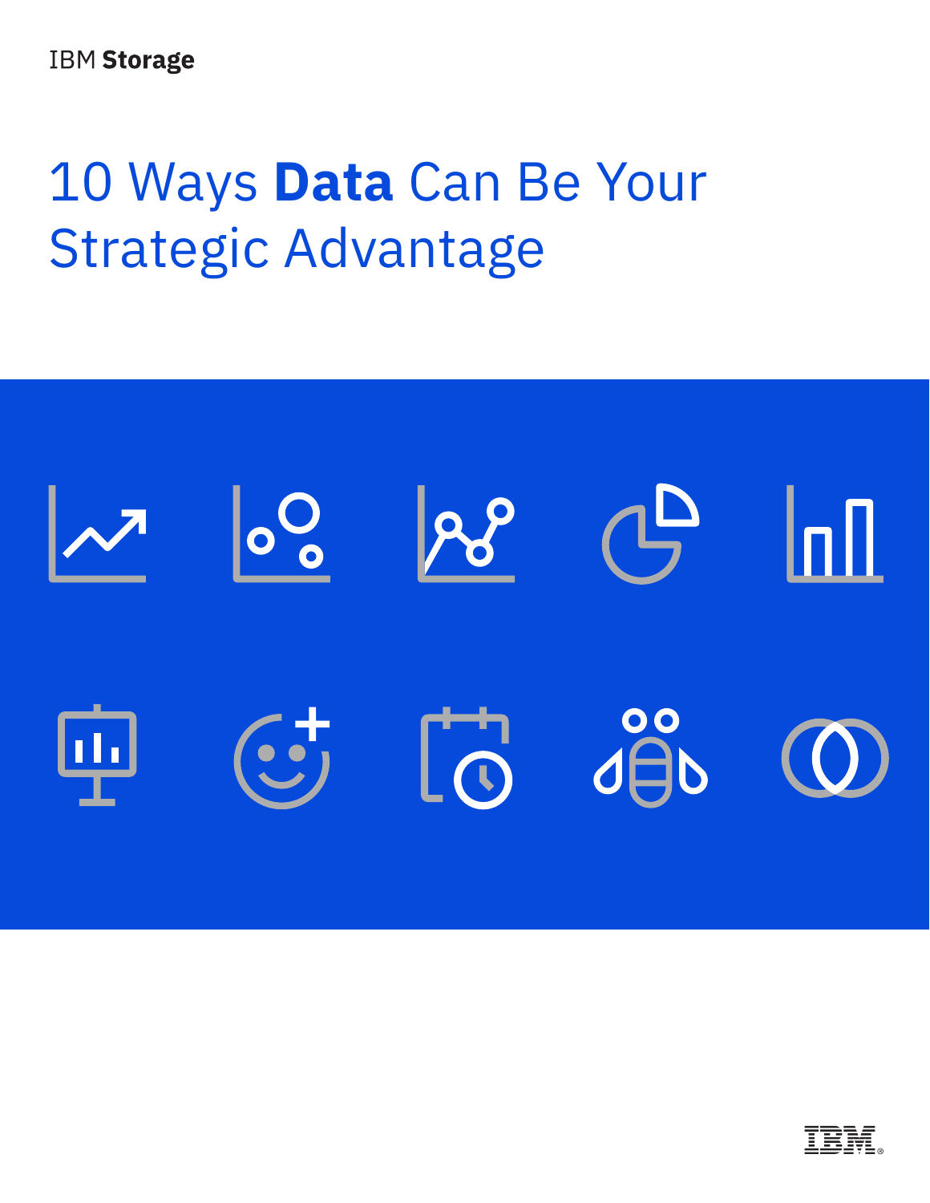IBM **Storage**

# 10 Ways **Data** Can Be Your Strategic Advantage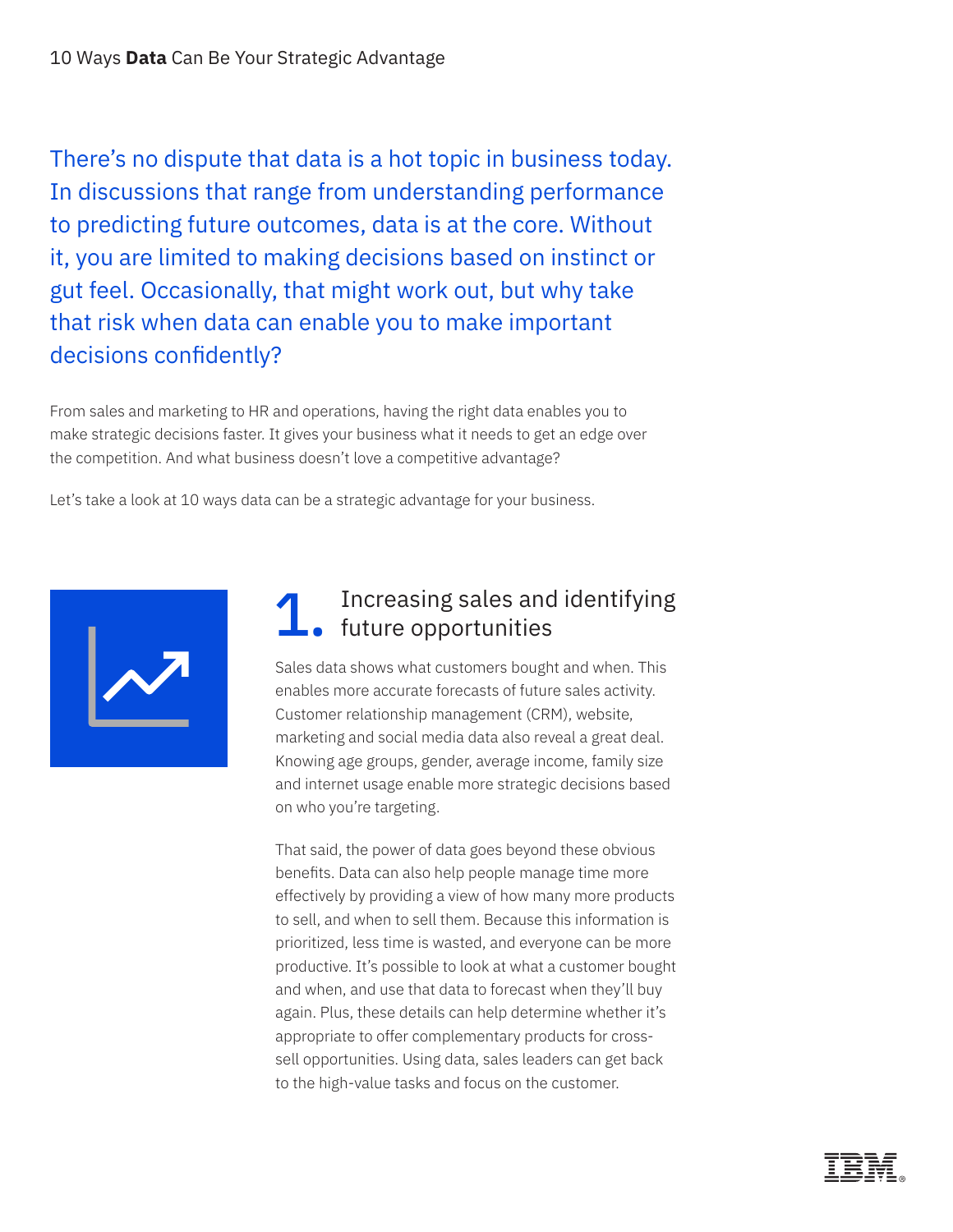There's no dispute that data is a hot topic in business today. In discussions that range from understanding performance to predicting future outcomes, data is at the core. Without it, you are limited to making decisions based on instinct or gut feel. Occasionally, that might work out, but why take that risk when data can enable you to make important decisions confidently?

From sales and marketing to HR and operations, having the right data enables you to make strategic decisions faster. It gives your business what it needs to get an edge over the competition. And what business doesn't love a competitive advantage?

Let's take a look at 10 ways data can be a strategic advantage for your business.

## 1. Increasing sales and identifying future opportunities

Sales data shows what customers bought and when. This enables more accurate forecasts of future sales activity. Customer relationship management (CRM), website, marketing and social media data also reveal a great deal. Knowing age groups, gender, average income, family size and internet usage enable more strategic decisions based on who you're targeting.

That said, the power of data goes beyond these obvious benefits. Data can also help people manage time more effectively by providing a view of how many more products to sell, and when to sell them. Because this information is prioritized, less time is wasted, and everyone can be more productive. It's possible to look at what a customer bought and when, and use that data to forecast when they'll buy again. Plus, these details can help determine whether it's appropriate to offer complementary products for cross-sell opportunities. Using data, sales leaders can get back to the high-value tasks and focus on the customer.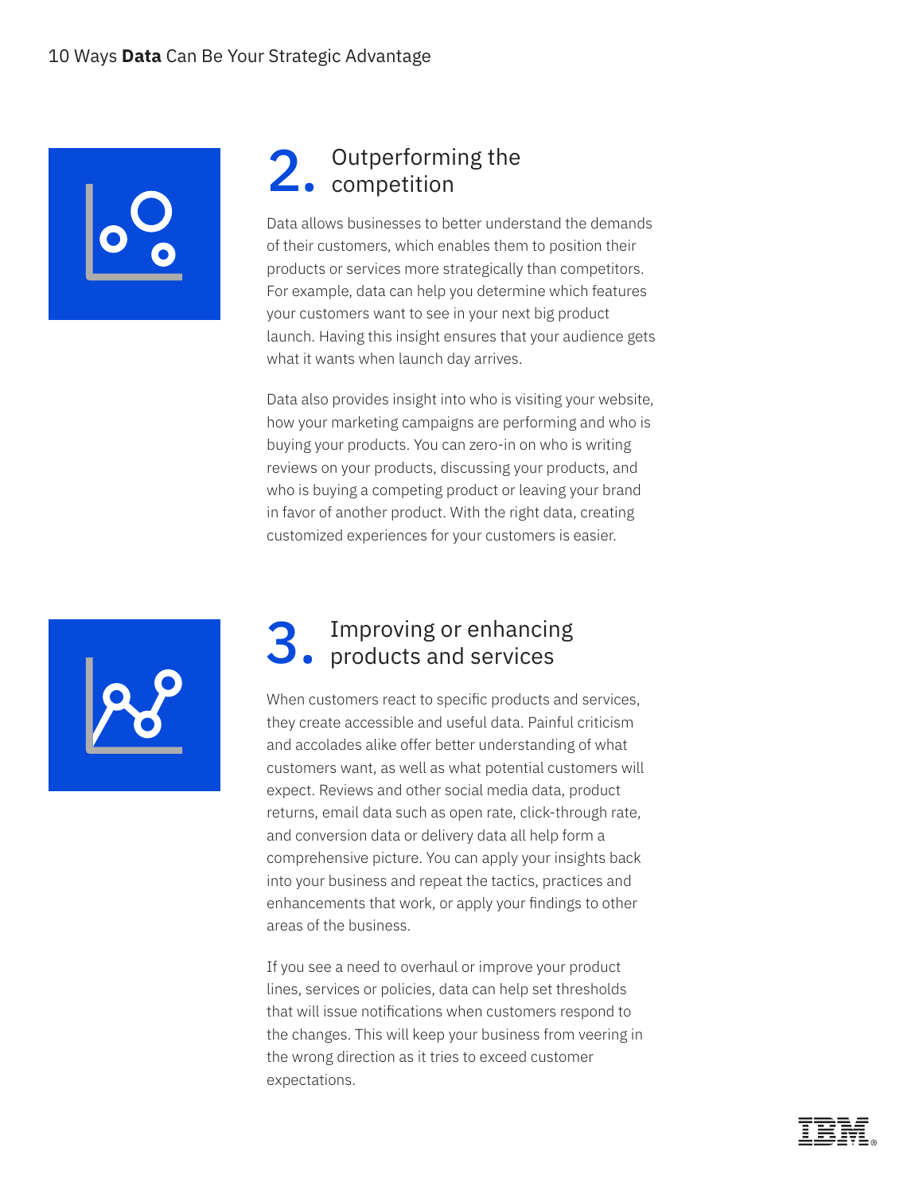## 2. Outperforming the competition

Data allows businesses to better understand the demands of their customers, which enables them to position their products or services more strategically than competitors. For example, data can help you determine which features your customers want to see in your next big product launch. Having this insight ensures that your audience gets what it wants when launch day arrives.

Data also provides insight into who is visiting your website, how your marketing campaigns are performing and who is buying your products. You can zero-in on who is writing reviews on your products, discussing your products, and who is buying a competing product or leaving your brand in favor of another product. With the right data, creating customized experiences for your customers is easier.

## 3. Improving or enhancing products and services

When customers react to specific products and services, they create accessible and useful data. Painful criticism and accolades alike offer better understanding of what customers want, as well as what potential customers will expect. Reviews and other social media data, product returns, email data such as open rate, click-through rate, and conversion data or delivery data all help form a comprehensive picture. You can apply your insights back into your business and repeat the tactics, practices and enhancements that work, or apply your findings to other areas of the business.

If you see a need to overhaul or improve your product lines, services or policies, data can help set thresholds that will issue notifications when customers respond to the changes. This will keep your business from veering in the wrong direction as it tries to exceed customer expectations.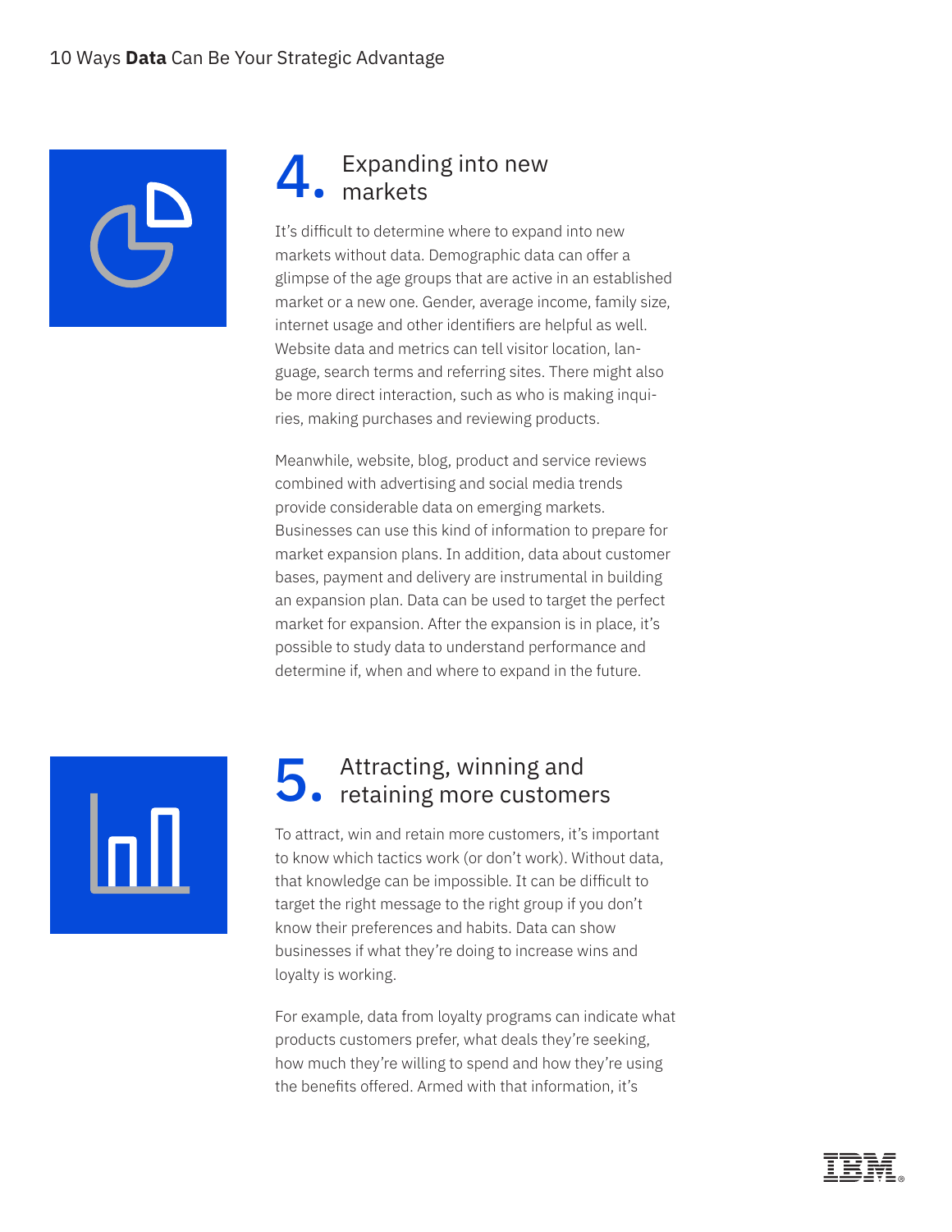## 4. Expanding into new markets

It's difficult to determine where to expand into new markets without data. Demographic data can offer a glimpse of the age groups that are active in an established market or a new one. Gender, average income, family size, internet usage and other identifiers are helpful as well. Website data and metrics can tell visitor location, language, search terms and referring sites. There might also be more direct interaction, such as who is making inquiries, making purchases and reviewing products.

Meanwhile, website, blog, product and service reviews combined with advertising and social media trends provide considerable data on emerging markets. Businesses can use this kind of information to prepare for market expansion plans. In addition, data about customer bases, payment and delivery are instrumental in building an expansion plan. Data can be used to target the perfect market for expansion. After the expansion is in place, it's possible to study data to understand performance and determine if, when and where to expand in the future.

## 5. Attracting, winning and retaining more customers

To attract, win and retain more customers, it's important to know which tactics work (or don't work). Without data, that knowledge can be impossible. It can be difficult to target the right message to the right group if you don't know their preferences and habits. Data can show businesses if what they're doing to increase wins and loyalty is working.

For example, data from loyalty programs can indicate what products customers prefer, what deals they're seeking, how much they're willing to spend and how they're using the benefits offered. Armed with that information, it's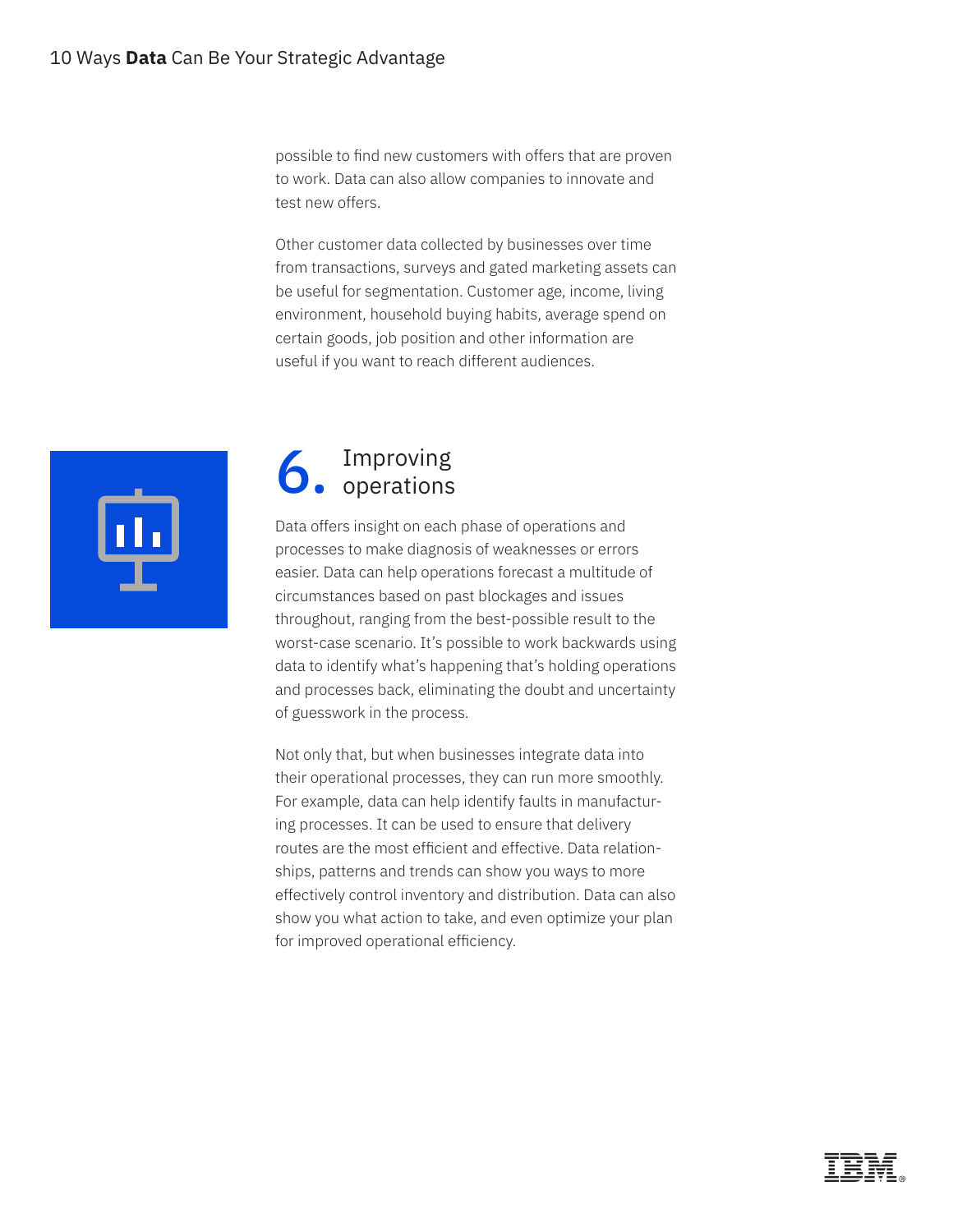possible to find new customers with offers that are proven to work. Data can also allow companies to innovate and test new offers.

Other customer data collected by businesses over time from transactions, surveys and gated marketing assets can be useful for segmentation. Customer age, income, living environment, household buying habits, average spend on certain goods, job position and other information are useful if you want to reach different audiences.

## 6. Improving operations

Data offers insight on each phase of operations and processes to make diagnosis of weaknesses or errors easier. Data can help operations forecast a multitude of circumstances based on past blockages and issues throughout, ranging from the best-possible result to the worst-case scenario. It's possible to work backwards using data to identify what's happening that's holding operations and processes back, eliminating the doubt and uncertainty of guesswork in the process.

Not only that, but when businesses integrate data into their operational processes, they can run more smoothly. For example, data can help identify faults in manufacturing processes. It can be used to ensure that delivery routes are the most efficient and effective. Data relationships, patterns and trends can show you ways to more effectively control inventory and distribution. Data can also show you what action to take, and even optimize your plan for improved operational efficiency.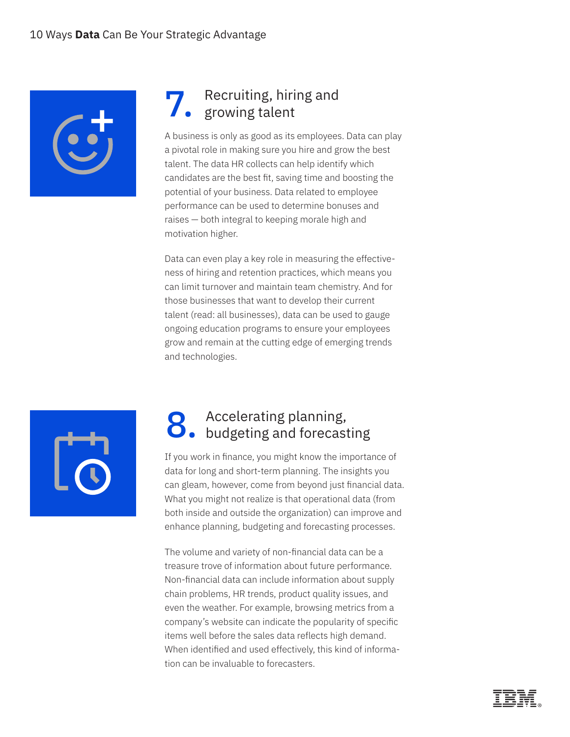## 7. Recruiting, hiring and growing talent

A business is only as good as its employees. Data can play a pivotal role in making sure you hire and grow the best talent. The data HR collects can help identify which candidates are the best fit, saving time and boosting the potential of your business. Data related to employee performance can be used to determine bonuses and raises — both integral to keeping morale high and motivation higher.

Data can even play a key role in measuring the effectiveness of hiring and retention practices, which means you can limit turnover and maintain team chemistry. And for those businesses that want to develop their current talent (read: all businesses), data can be used to gauge ongoing education programs to ensure your employees grow and remain at the cutting edge of emerging trends and technologies.

## 8. Accelerating planning, budgeting and forecasting

If you work in finance, you might know the importance of data for long and short-term planning. The insights you can gleam, however, come from beyond just financial data. What you might not realize is that operational data (from both inside and outside the organization) can improve and enhance planning, budgeting and forecasting processes.

The volume and variety of non-financial data can be a treasure trove of information about future performance. Non-financial data can include information about supply chain problems, HR trends, product quality issues, and even the weather. For example, browsing metrics from a company's website can indicate the popularity of specific items well before the sales data reflects high demand. When identified and used effectively, this kind of information can be invaluable to forecasters.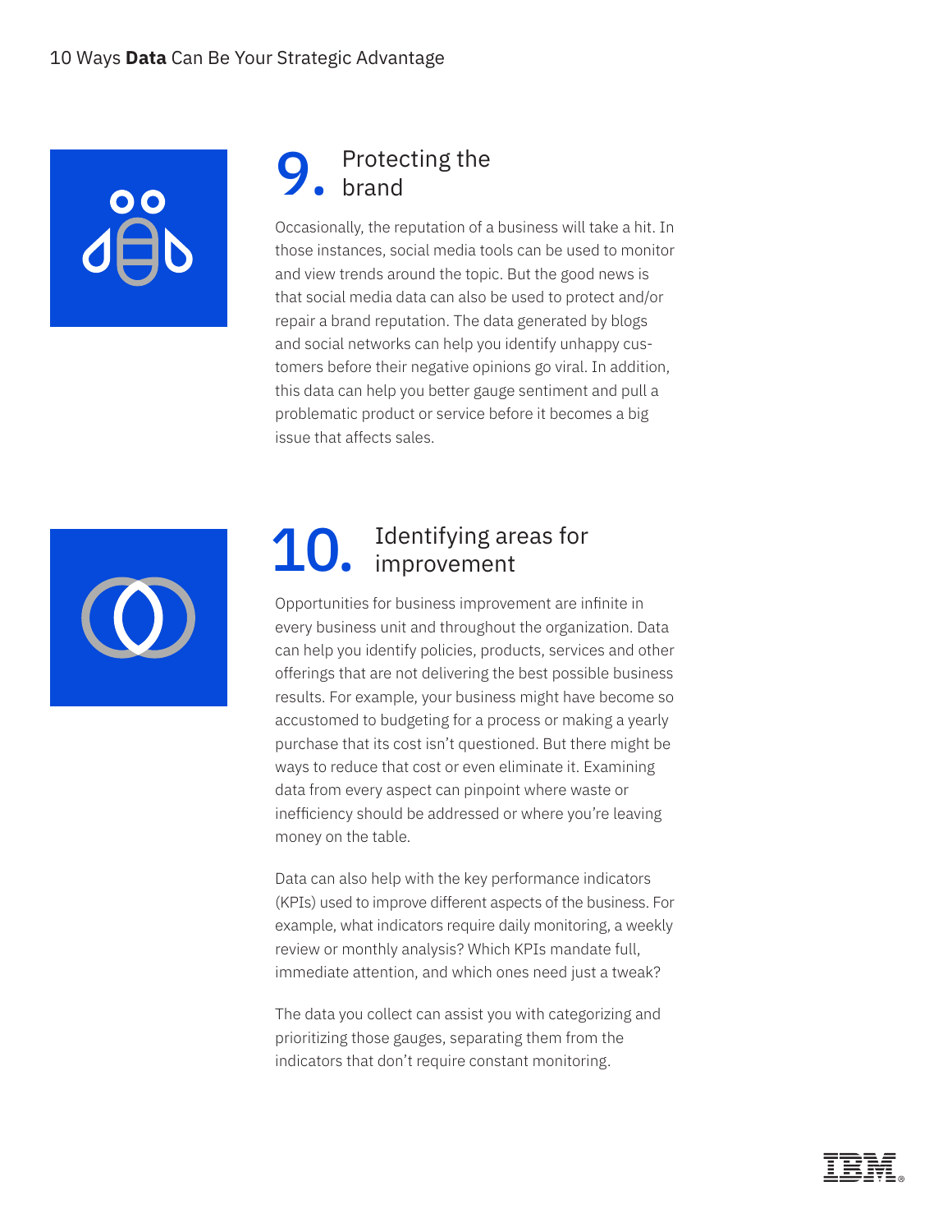## 9. Protecting the brand

Occasionally, the reputation of a business will take a hit. In those instances, social media tools can be used to monitor and view trends around the topic. But the good news is that social media data can also be used to protect and/or repair a brand reputation. The data generated by blogs and social networks can help you identify unhappy customers before their negative opinions go viral. In addition, this data can help you better gauge sentiment and pull a problematic product or service before it becomes a big issue that affects sales.

## 10. Identifying areas for improvement

Opportunities for business improvement are infinite in every business unit and throughout the organization. Data can help you identify policies, products, services and other offerings that are not delivering the best possible business results. For example, your business might have become so accustomed to budgeting for a process or making a yearly purchase that its cost isn't questioned. But there might be ways to reduce that cost or even eliminate it. Examining data from every aspect can pinpoint where waste or inefficiency should be addressed or where you're leaving money on the table.

Data can also help with the key performance indicators (KPIs) used to improve different aspects of the business. For example, what indicators require daily monitoring, a weekly review or monthly analysis? Which KPIs mandate full, immediate attention, and which ones need just a tweak?

The data you collect can assist you with categorizing and prioritizing those gauges, separating them from the indicators that don't require constant monitoring.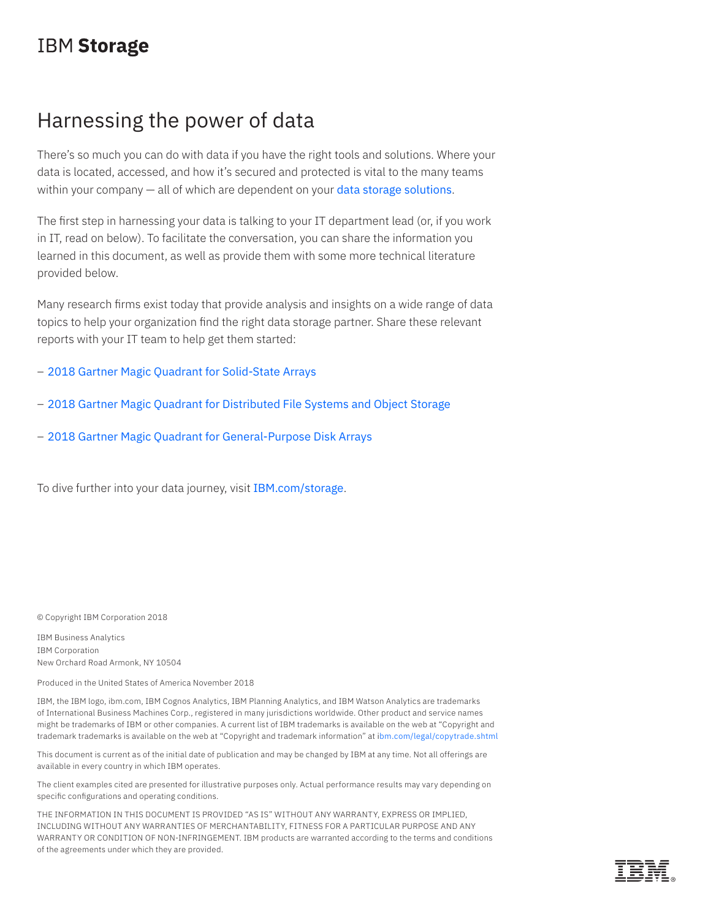IBM **Storage**

# Harnessing the power of data

There's so much you can do with data if you have the right tools and solutions. Where your data is located, accessed, and how it's secured and protected is vital to the many teams within your company — all of which are dependent on your data storage solutions.

The first step in harnessing your data is talking to your IT department lead (or, if you work in IT, read on below). To facilitate the conversation, you can share the information you learned in this document, as well as provide them with some more technical literature provided below.

Many research firms exist today that provide analysis and insights on a wide range of data topics to help your organization find the right data storage partner. Share these relevant reports with your IT team to help get them started:

– 2018 Gartner Magic Quadrant for Solid-State Arrays

– 2018 Gartner Magic Quadrant for Distributed File Systems and Object Storage

– 2018 Gartner Magic Quadrant for General-Purpose Disk Arrays

To dive further into your data journey, visit IBM.com/storage.

© Copyright IBM Corporation 2018

IBM Business Analytics
IBM Corporation
New Orchard Road Armonk, NY 10504

Produced in the United States of America November 2018

IBM, the IBM logo, ibm.com, IBM Cognos Analytics, IBM Planning Analytics, and IBM Watson Analytics are trademarks of International Business Machines Corp., registered in many jurisdictions worldwide. Other product and service names might be trademarks of IBM or other companies. A current list of IBM trademarks is available on the web at "Copyright and trademark trademarks is available on the web at "Copyright and trademark information" at ibm.com/legal/copytrade.shtml

This document is current as of the initial date of publication and may be changed by IBM at any time. Not all offerings are available in every country in which IBM operates.

The client examples cited are presented for illustrative purposes only. Actual performance results may vary depending on specific configurations and operating conditions.

THE INFORMATION IN THIS DOCUMENT IS PROVIDED "AS IS" WITHOUT ANY WARRANTY, EXPRESS OR IMPLIED, INCLUDING WITHOUT ANY WARRANTIES OF MERCHANTABILITY, FITNESS FOR A PARTICULAR PURPOSE AND ANY WARRANTY OR CONDITION OF NON-INFRINGEMENT. IBM products are warranted according to the terms and conditions of the agreements under which they are provided.